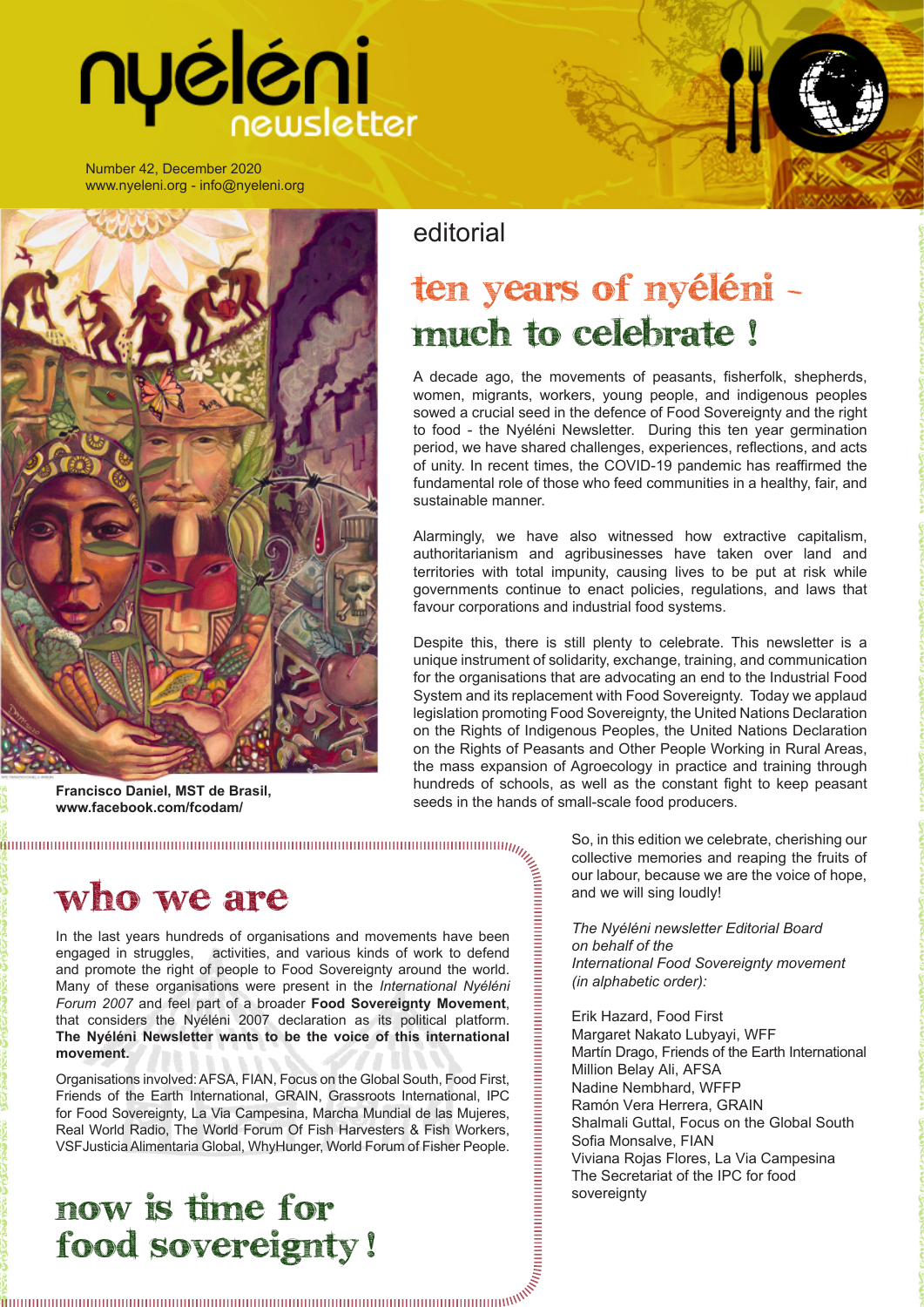# nyéléni newsletter

Number 42, December 2020
www.nyeleni.org - info@nyeleni.org

**Francisco Daniel, MST de Brasil, www.facebook.com/fcodam/**

## editorial

# ten years of nyéléni – much to celebrate !

A decade ago, the movements of peasants, fisherfolk, shepherds, women, migrants, workers, young people, and indigenous peoples sowed a crucial seed in the defence of Food Sovereignty and the right to food - the Nyéléni Newsletter. During this ten year germination period, we have shared challenges, experiences, reflections, and acts of unity. In recent times, the COVID-19 pandemic has reaffirmed the fundamental role of those who feed communities in a healthy, fair, and sustainable manner.

Alarmingly, we have also witnessed how extractive capitalism, authoritarianism and agribusinesses have taken over land and territories with total impunity, causing lives to be put at risk while governments continue to enact policies, regulations, and laws that favour corporations and industrial food systems.

Despite this, there is still plenty to celebrate. This newsletter is a unique instrument of solidarity, exchange, training, and communication for the organisations that are advocating an end to the Industrial Food System and its replacement with Food Sovereignty. Today we applaud legislation promoting Food Sovereignty, the United Nations Declaration on the Rights of Indigenous Peoples, the United Nations Declaration on the Rights of Peasants and Other People Working in Rural Areas, the mass expansion of Agroecology in practice and training through hundreds of schools, as well as the constant fight to keep peasant seeds in the hands of small-scale food producers.

So, in this edition we celebrate, cherishing our collective memories and reaping the fruits of our labour, because we are the voice of hope, and we will sing loudly!

*The Nyéléni newsletter Editorial Board on behalf of the International Food Sovereignty movement (in alphabetic order):*

Erik Hazard, Food First
Margaret Nakato Lubyayi, WFF
Martín Drago, Friends of the Earth International
Million Belay Ali, AFSA
Nadine Nembhard, WFFP
Ramón Vera Herrera, GRAIN
Shalmali Guttal, Focus on the Global South
Sofia Monsalve, FIAN
Viviana Rojas Flores, La Via Campesina
The Secretariat of the IPC for food sovereignty

## who we are

In the last years hundreds of organisations and movements have been engaged in struggles, activities, and various kinds of work to defend and promote the right of people to Food Sovereignty around the world. Many of these organisations were present in the *International Nyéléni Forum 2007* and feel part of a broader **Food Sovereignty Movement**, that considers the Nyéléni 2007 declaration as its political platform. **The Nyéléni Newsletter wants to be the voice of this international movement.**

Organisations involved: AFSA, FIAN, Focus on the Global South, Food First, Friends of the Earth International, GRAIN, Grassroots International, IPC for Food Sovereignty, La Via Campesina, Marcha Mundial de las Mujeres, Real World Radio, The World Forum Of Fish Harvesters & Fish Workers, VSF Justicia Alimentaria Global, WhyHunger, World Forum of Fisher People.

## now is time for food sovereignty !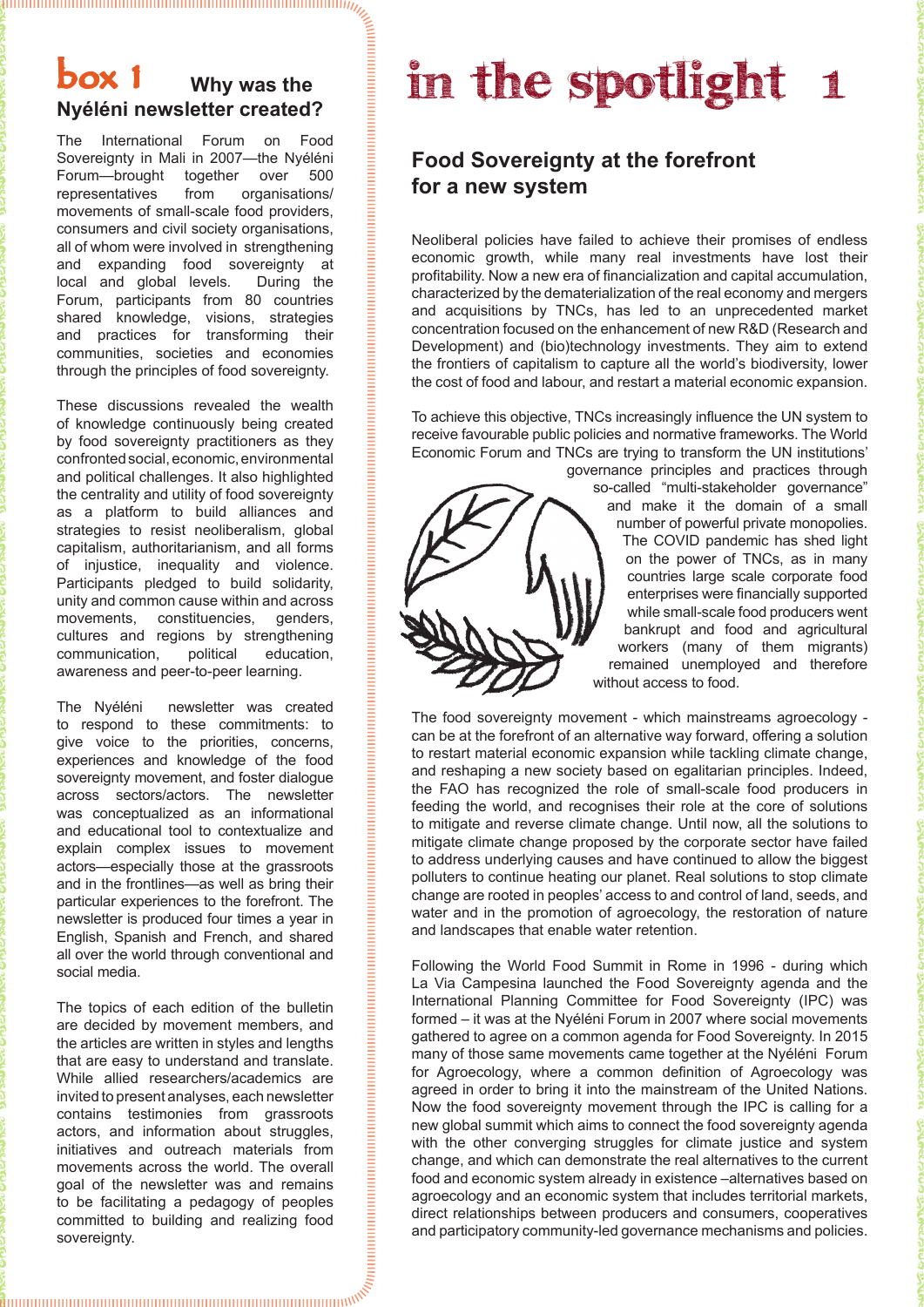## box 1 Why was the Nyéléni newsletter created?

The International Forum on Food Sovereignty in Mali in 2007—the Nyéléni Forum—brought together over 500 representatives from organisations/ movements of small-scale food providers, consumers and civil society organisations, all of whom were involved in strengthening and expanding food sovereignty at local and global levels. During the Forum, participants from 80 countries shared knowledge, visions, strategies and practices for transforming their communities, societies and economies through the principles of food sovereignty.

These discussions revealed the wealth of knowledge continuously being created by food sovereignty practitioners as they confronted social, economic, environmental and political challenges. It also highlighted the centrality and utility of food sovereignty as a platform to build alliances and strategies to resist neoliberalism, global capitalism, authoritarianism, and all forms of injustice, inequality and violence. Participants pledged to build solidarity, unity and common cause within and across movements, constituencies, genders, cultures and regions by strengthening communication, political education, awareness and peer-to-peer learning.

The Nyéléni newsletter was created to respond to these commitments: to give voice to the priorities, concerns, experiences and knowledge of the food sovereignty movement, and foster dialogue across sectors/actors. The newsletter was conceptualized as an informational and educational tool to contextualize and explain complex issues to movement actors—especially those at the grassroots and in the frontlines—as well as bring their particular experiences to the forefront. The newsletter is produced four times a year in English, Spanish and French, and shared all over the world through conventional and social media.

The topics of each edition of the bulletin are decided by movement members, and the articles are written in styles and lengths that are easy to understand and translate. While allied researchers/academics are invited to present analyses, each newsletter contains testimonies from grassroots actors, and information about struggles, initiatives and outreach materials from movements across the world. The overall goal of the newsletter was and remains to be facilitating a pedagogy of peoples committed to building and realizing food sovereignty.

# in the spotlight 1

## Food Sovereignty at the forefront for a new system

Neoliberal policies have failed to achieve their promises of endless economic growth, while many real investments have lost their profitability. Now a new era of financialization and capital accumulation, characterized by the dematerialization of the real economy and mergers and acquisitions by TNCs, has led to an unprecedented market concentration focused on the enhancement of new R&D (Research and Development) and (bio)technology investments. They aim to extend the frontiers of capitalism to capture all the world's biodiversity, lower the cost of food and labour, and restart a material economic expansion.

To achieve this objective, TNCs increasingly influence the UN system to receive favourable public policies and normative frameworks. The World Economic Forum and TNCs are trying to transform the UN institutions' governance principles and practices through so-called "multi-stakeholder governance" and make it the domain of a small number of powerful private monopolies. The COVID pandemic has shed light on the power of TNCs, as in many countries large scale corporate food enterprises were financially supported while small-scale food producers went bankrupt and food and agricultural workers (many of them migrants) remained unemployed and therefore without access to food.

The food sovereignty movement - which mainstreams agroecology - can be at the forefront of an alternative way forward, offering a solution to restart material economic expansion while tackling climate change, and reshaping a new society based on egalitarian principles. Indeed, the FAO has recognized the role of small-scale food producers in feeding the world, and recognises their role at the core of solutions to mitigate and reverse climate change. Until now, all the solutions to mitigate climate change proposed by the corporate sector have failed to address underlying causes and have continued to allow the biggest polluters to continue heating our planet. Real solutions to stop climate change are rooted in peoples' access to and control of land, seeds, and water and in the promotion of agroecology, the restoration of nature and landscapes that enable water retention.

Following the World Food Summit in Rome in 1996 - during which La Via Campesina launched the Food Sovereignty agenda and the International Planning Committee for Food Sovereignty (IPC) was formed – it was at the Nyéléni Forum in 2007 where social movements gathered to agree on a common agenda for Food Sovereignty. In 2015 many of those same movements came together at the Nyéléni Forum for Agroecology, where a common definition of Agroecology was agreed in order to bring it into the mainstream of the United Nations. Now the food sovereignty movement through the IPC is calling for a new global summit which aims to connect the food sovereignty agenda with the other converging struggles for climate justice and system change, and which can demonstrate the real alternatives to the current food and economic system already in existence –alternatives based on agroecology and an economic system that includes territorial markets, direct relationships between producers and consumers, cooperatives and participatory community-led governance mechanisms and policies.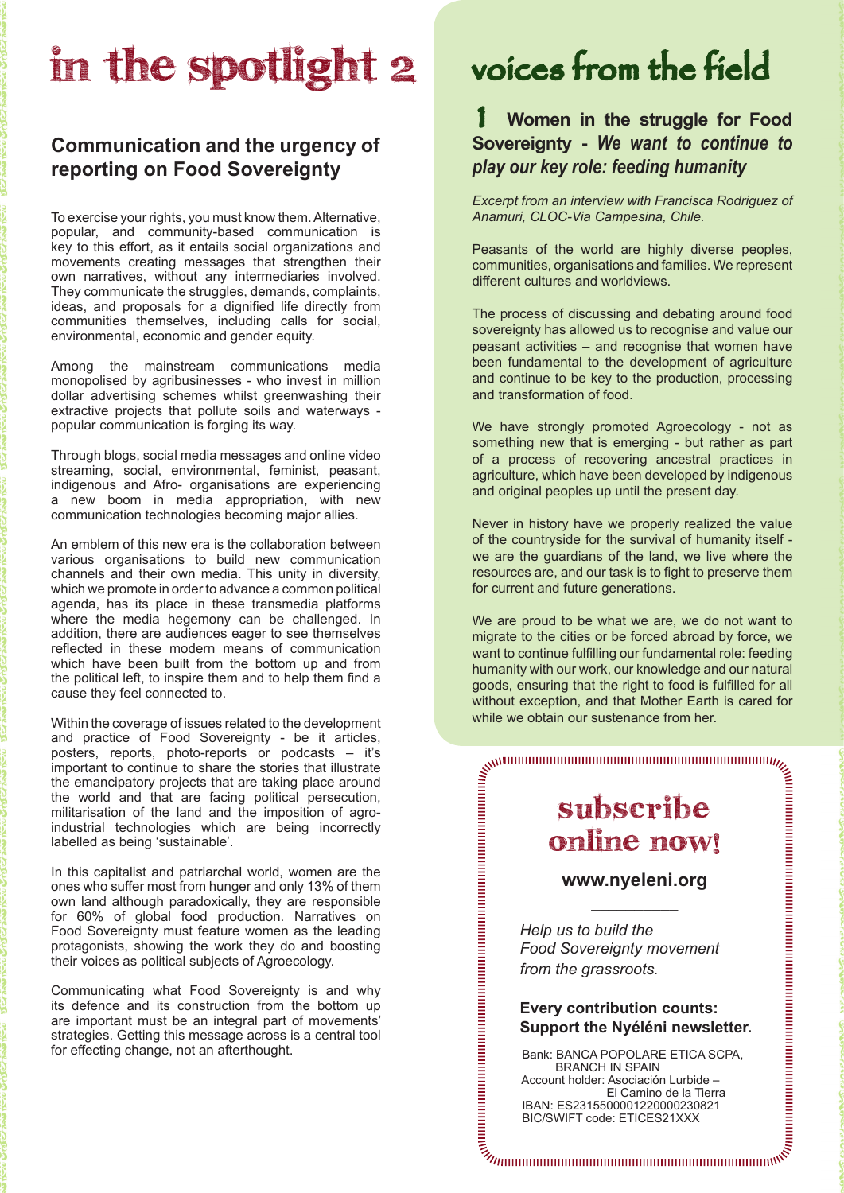# in the spotlight 2

## Communication and the urgency of reporting on Food Sovereignty

To exercise your rights, you must know them. Alternative, popular, and community-based communication is key to this effort, as it entails social organizations and movements creating messages that strengthen their own narratives, without any intermediaries involved. They communicate the struggles, demands, complaints, ideas, and proposals for a dignified life directly from communities themselves, including calls for social, environmental, economic and gender equity.

Among the mainstream communications media monopolised by agribusinesses - who invest in million dollar advertising schemes whilst greenwashing their extractive projects that pollute soils and waterways - popular communication is forging its way.

Through blogs, social media messages and online video streaming, social, environmental, feminist, peasant, indigenous and Afro- organisations are experiencing a new boom in media appropriation, with new communication technologies becoming major allies.

An emblem of this new era is the collaboration between various organisations to build new communication channels and their own media. This unity in diversity, which we promote in order to advance a common political agenda, has its place in these transmedia platforms where the media hegemony can be challenged. In addition, there are audiences eager to see themselves reflected in these modern means of communication which have been built from the bottom up and from the political left, to inspire them and to help them find a cause they feel connected to.

Within the coverage of issues related to the development and practice of Food Sovereignty - be it articles, posters, reports, photo-reports or podcasts – it's important to continue to share the stories that illustrate the emancipatory projects that are taking place around the world and that are facing political persecution, militarisation of the land and the imposition of agro-industrial technologies which are being incorrectly labelled as being 'sustainable'.

In this capitalist and patriarchal world, women are the ones who suffer most from hunger and only 13% of them own land although paradoxically, they are responsible for 60% of global food production. Narratives on Food Sovereignty must feature women as the leading protagonists, showing the work they do and boosting their voices as political subjects of Agroecology.

Communicating what Food Sovereignty is and why its defence and its construction from the bottom up are important must be an integral part of movements' strategies. Getting this message across is a central tool for effecting change, not an afterthought.

# voices from the field

### 1 Women in the struggle for Food Sovereignty - *We want to continue to play our key role: feeding humanity*

*Excerpt from an interview with Francisca Rodriguez of Anamuri, CLOC-Via Campesina, Chile.*

Peasants of the world are highly diverse peoples, communities, organisations and families. We represent different cultures and worldviews.

The process of discussing and debating around food sovereignty has allowed us to recognise and value our peasant activities – and recognise that women have been fundamental to the development of agriculture and continue to be key to the production, processing and transformation of food.

We have strongly promoted Agroecology - not as something new that is emerging - but rather as part of a process of recovering ancestral practices in agriculture, which have been developed by indigenous and original peoples up until the present day.

Never in history have we properly realized the value of the countryside for the survival of humanity itself - we are the guardians of the land, we live where the resources are, and our task is to fight to preserve them for current and future generations.

We are proud to be what we are, we do not want to migrate to the cities or be forced abroad by force, we want to continue fulfilling our fundamental role: feeding humanity with our work, our knowledge and our natural goods, ensuring that the right to food is fulfilled for all without exception, and that Mother Earth is cared for while we obtain our sustenance from her.

## subscribe online now!

**www.nyeleni.org**

*Help us to build the Food Sovereignty movement from the grassroots.*

**Every contribution counts: Support the Nyéléni newsletter.**

Bank: BANCA POPOLARE ETICA SCPA, BRANCH IN SPAIN
Account holder: Asociación Lurbide – El Camino de la Tierra
IBAN: ES2315500001220000230821
BIC/SWIFT code: ETICES21XXX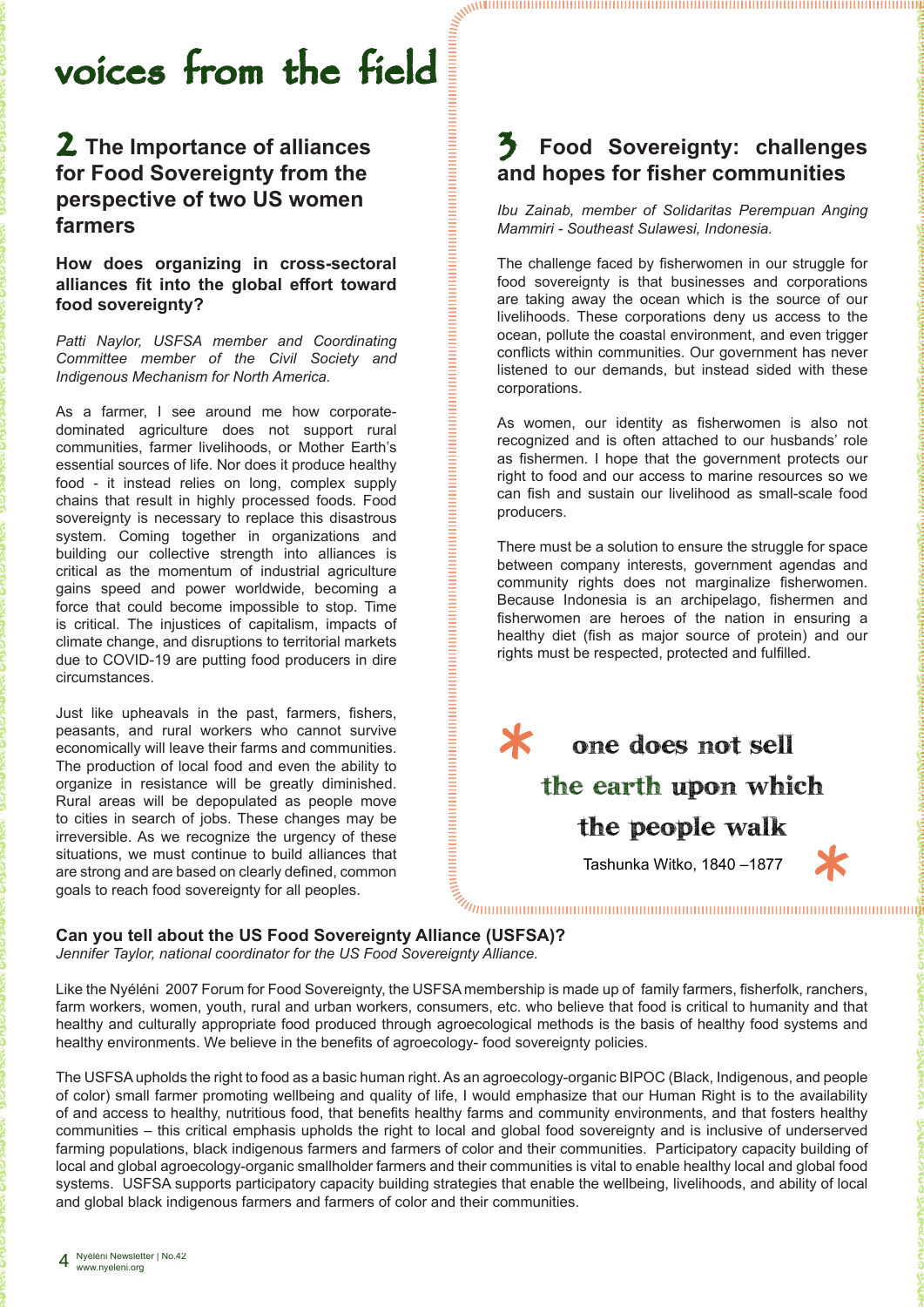# voices from the field

## 2 The Importance of alliances for Food Sovereignty from the perspective of two US women farmers

**How does organizing in cross-sectoral alliances fit into the global effort toward food sovereignty?**

*Patti Naylor, USFSA member and Coordinating Committee member of the Civil Society and Indigenous Mechanism for North America.*

As a farmer, I see around me how corporate-dominated agriculture does not support rural communities, farmer livelihoods, or Mother Earth's essential sources of life. Nor does it produce healthy food - it instead relies on long, complex supply chains that result in highly processed foods. Food sovereignty is necessary to replace this disastrous system. Coming together in organizations and building our collective strength into alliances is critical as the momentum of industrial agriculture gains speed and power worldwide, becoming a force that could become impossible to stop. Time is critical. The injustices of capitalism, impacts of climate change, and disruptions to territorial markets due to COVID-19 are putting food producers in dire circumstances.

Just like upheavals in the past, farmers, fishers, peasants, and rural workers who cannot survive economically will leave their farms and communities. The production of local food and even the ability to organize in resistance will be greatly diminished. Rural areas will be depopulated as people move to cities in search of jobs. These changes may be irreversible. As we recognize the urgency of these situations, we must continue to build alliances that are strong and are based on clearly defined, common goals to reach food sovereignty for all peoples.

## 3 Food Sovereignty: challenges and hopes for fisher communities

*Ibu Zainab, member of Solidaritas Perempuan Anging Mammiri - Southeast Sulawesi, Indonesia.*

The challenge faced by fisherwomen in our struggle for food sovereignty is that businesses and corporations are taking away the ocean which is the source of our livelihoods. These corporations deny us access to the ocean, pollute the coastal environment, and even trigger conflicts within communities. Our government has never listened to our demands, but instead sided with these corporations.

As women, our identity as fisherwomen is also not recognized and is often attached to our husbands' role as fishermen. I hope that the government protects our right to food and our access to marine resources so we can fish and sustain our livelihood as small-scale food producers.

There must be a solution to ensure the struggle for space between company interests, government agendas and community rights does not marginalize fisherwomen. Because Indonesia is an archipelago, fishermen and fisherwomen are heroes of the nation in ensuring a healthy diet (fish as major source of protein) and our rights must be respected, protected and fulfilled.

> one does not sell the earth upon which the people walk
>
> Tashunka Witko, 1840 –1877

**Can you tell about the US Food Sovereignty Alliance (USFSA)?**

*Jennifer Taylor, national coordinator for the US Food Sovereignty Alliance.*

Like the Nyéléni 2007 Forum for Food Sovereignty, the USFSA membership is made up of family farmers, fisherfolk, ranchers, farm workers, women, youth, rural and urban workers, consumers, etc. who believe that food is critical to humanity and that healthy and culturally appropriate food produced through agroecological methods is the basis of healthy food systems and healthy environments. We believe in the benefits of agroecology- food sovereignty policies.

The USFSA upholds the right to food as a basic human right. As an agroecology-organic BIPOC (Black, Indigenous, and people of color) small farmer promoting wellbeing and quality of life, I would emphasize that our Human Right is to the availability of and access to healthy, nutritious food, that benefits healthy farms and community environments, and that fosters healthy communities – this critical emphasis upholds the right to local and global food sovereignty and is inclusive of underserved farming populations, black indigenous farmers and farmers of color and their communities. Participatory capacity building of local and global agroecology-organic smallholder farmers and their communities is vital to enable healthy local and global food systems. USFSA supports participatory capacity building strategies that enable the wellbeing, livelihoods, and ability of local and global black indigenous farmers and farmers of color and their communities.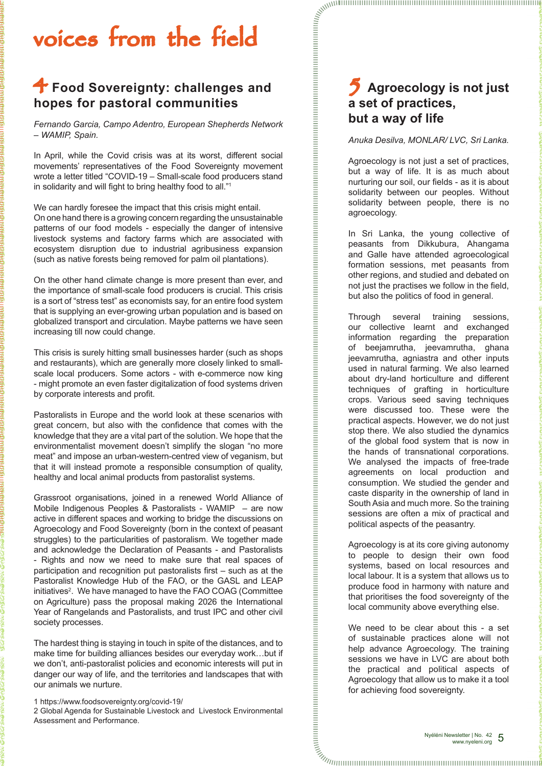# voices from the field

## 4 Food Sovereignty: challenges and hopes for pastoral communities

*Fernando Garcia, Campo Adentro, European Shepherds Network – WAMIP, Spain.*

In April, while the Covid crisis was at its worst, different social movements' representatives of the Food Sovereignty movement wrote a letter titled "COVID-19 – Small-scale food producers stand in solidarity and will fight to bring healthy food to all."[1]

We can hardly foresee the impact that this crisis might entail.
On one hand there is a growing concern regarding the unsustainable patterns of our food models - especially the danger of intensive livestock systems and factory farms which are associated with ecosystem disruption due to industrial agribusiness expansion (such as native forests being removed for palm oil plantations).

On the other hand climate change is more present than ever, and the importance of small-scale food producers is crucial. This crisis is a sort of "stress test" as economists say, for an entire food system that is supplying an ever-growing urban population and is based on globalized transport and circulation. Maybe patterns we have seen increasing till now could change.

This crisis is surely hitting small businesses harder (such as shops and restaurants), which are generally more closely linked to small-scale local producers. Some actors - with e-commerce now king - might promote an even faster digitalization of food systems driven by corporate interests and profit.

Pastoralists in Europe and the world look at these scenarios with great concern, but also with the confidence that comes with the knowledge that they are a vital part of the solution. We hope that the environmentalist movement doesn't simplify the slogan "no more meat" and impose an urban-western-centred view of veganism, but that it will instead promote a responsible consumption of quality, healthy and local animal products from pastoralist systems.

Grassroot organisations, joined in a renewed World Alliance of Mobile Indigenous Peoples & Pastoralists - WAMIP – are now active in different spaces and working to bridge the discussions on Agroecology and Food Sovereignty (born in the context of peasant struggles) to the particularities of pastoralism. We together made and acknowledge the Declaration of Peasants - and Pastoralists - Rights and now we need to make sure that real spaces of participation and recognition put pastoralists first – such as at the Pastoralist Knowledge Hub of the FAO, or the GASL and LEAP initiatives[2]. We have managed to have the FAO COAG (Committee on Agriculture) pass the proposal making 2026 the International Year of Rangelands and Pastoralists, and trust IPC and other civil society processes.

The hardest thing is staying in touch in spite of the distances, and to make time for building alliances besides our everyday work…but if we don't, anti-pastoralist policies and economic interests will put in danger our way of life, and the territories and landscapes that with our animals we nurture.

1 https://www.foodsovereignty.org/covid-19/
2 Global Agenda for Sustainable Livestock and Livestock Environmental Assessment and Performance.

## 5 Agroecology is not just a set of practices, but a way of life

*Anuka Desilva, MONLAR/ LVC, Sri Lanka.*

Agroecology is not just a set of practices, but a way of life. It is as much about nurturing our soil, our fields - as it is about solidarity between our peoples. Without solidarity between people, there is no agroecology.

In Sri Lanka, the young collective of peasants from Dikkubura, Ahangama and Galle have attended agroecological formation sessions, met peasants from other regions, and studied and debated on not just the practises we follow in the field, but also the politics of food in general.

Through several training sessions, our collective learnt and exchanged information regarding the preparation of beejamrutha, jeevamrutha, ghana jeevamrutha, agniastra and other inputs used in natural farming. We also learned about dry-land horticulture and different techniques of grafting in horticulture crops. Various seed saving techniques were discussed too. These were the practical aspects. However, we do not just stop there. We also studied the dynamics of the global food system that is now in the hands of transnational corporations. We analysed the impacts of free-trade agreements on local production and consumption. We studied the gender and caste disparity in the ownership of land in South Asia and much more. So the training sessions are often a mix of practical and political aspects of the peasantry.

Agroecology is at its core giving autonomy to people to design their own food systems, based on local resources and local labour. It is a system that allows us to produce food in harmony with nature and that prioritises the food sovereignty of the local community above everything else.

We need to be clear about this - a set of sustainable practices alone will not help advance Agroecology. The training sessions we have in LVC are about both the practical and political aspects of Agroecology that allow us to make it a tool for achieving food sovereignty.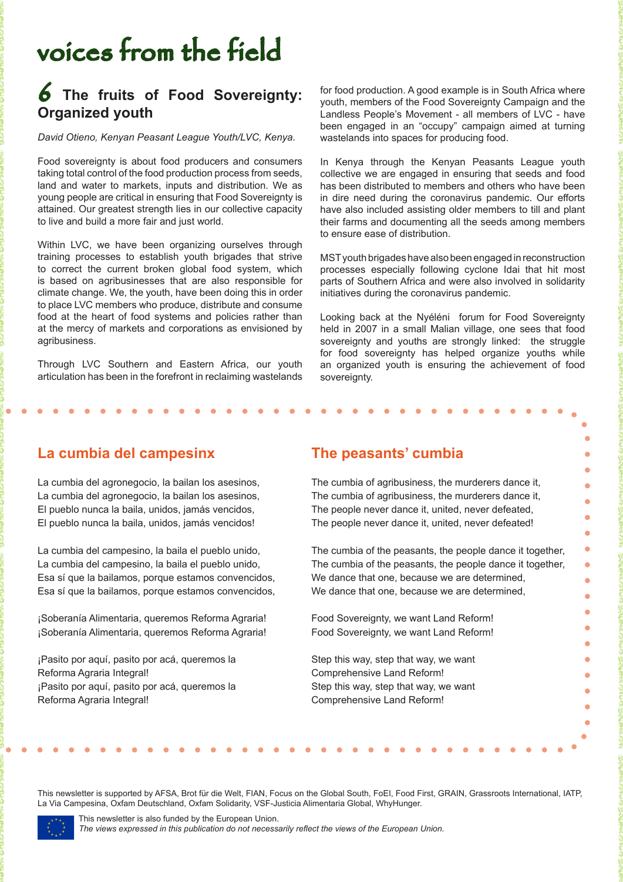# voices from the field

## 6 The fruits of Food Sovereignty: Organized youth

*David Otieno, Kenyan Peasant League Youth/LVC, Kenya.*

Food sovereignty is about food producers and consumers taking total control of the food production process from seeds, land and water to markets, inputs and distribution. We as young people are critical in ensuring that Food Sovereignty is attained. Our greatest strength lies in our collective capacity to live and build a more fair and just world.

Within LVC, we have been organizing ourselves through training processes to establish youth brigades that strive to correct the current broken global food system, which is based on agribusinesses that are also responsible for climate change. We, the youth, have been doing this in order to place LVC members who produce, distribute and consume food at the heart of food systems and policies rather than at the mercy of markets and corporations as envisioned by agribusiness.

Through LVC Southern and Eastern Africa, our youth articulation has been in the forefront in reclaiming wastelands for food production. A good example is in South Africa where youth, members of the Food Sovereignty Campaign and the Landless People's Movement - all members of LVC - have been engaged in an "occupy" campaign aimed at turning wastelands into spaces for producing food.

In Kenya through the Kenyan Peasants League youth collective we are engaged in ensuring that seeds and food has been distributed to members and others who have been in dire need during the coronavirus pandemic. Our efforts have also included assisting older members to till and plant their farms and documenting all the seeds among members to ensure ease of distribution.

MST youth brigades have also been engaged in reconstruction processes especially following cyclone Idai that hit most parts of Southern Africa and were also involved in solidarity initiatives during the coronavirus pandemic.

Looking back at the Nyéléni forum for Food Sovereignty held in 2007 in a small Malian village, one sees that food sovereignty and youths are strongly linked: the struggle for food sovereignty has helped organize youths while an organized youth is ensuring the achievement of food sovereignty.

### La cumbia del campesinx

La cumbia del agronegocio, la bailan los asesinos,
La cumbia del agronegocio, la bailan los asesinos,
El pueblo nunca la baila, unidos, jamás vencidos,
El pueblo nunca la baila, unidos, jamás vencidos!

La cumbia del campesino, la baila el pueblo unido,
La cumbia del campesino, la baila el pueblo unido,
Esa sí que la bailamos, porque estamos convencidos,
Esa sí que la bailamos, porque estamos convencidos,

¡Soberanía Alimentaria, queremos Reforma Agraria!
¡Soberanía Alimentaria, queremos Reforma Agraria!

¡Pasito por aquí, pasito por acá, queremos la Reforma Agraria Integral!
¡Pasito por aquí, pasito por acá, queremos la Reforma Agraria Integral!

### The peasants' cumbia

The cumbia of agribusiness, the murderers dance it,
The cumbia of agribusiness, the murderers dance it,
The people never dance it, united, never defeated,
The people never dance it, united, never defeated!

The cumbia of the peasants, the people dance it together,
The cumbia of the peasants, the people dance it together,
We dance that one, because we are determined,
We dance that one, because we are determined,

Food Sovereignty, we want Land Reform!
Food Sovereignty, we want Land Reform!

Step this way, step that way, we want Comprehensive Land Reform!
Step this way, step that way, we want Comprehensive Land Reform!

This newsletter is supported by AFSA, Brot für die Welt, FIAN, Focus on the Global South, FoEI, Food First, GRAIN, Grassroots International, IATP, La Via Campesina, Oxfam Deutschland, Oxfam Solidarity, VSF-Justicia Alimentaria Global, WhyHunger.

This newsletter is also funded by the European Union.
*The views expressed in this publication do not necessarily reflect the views of the European Union.*